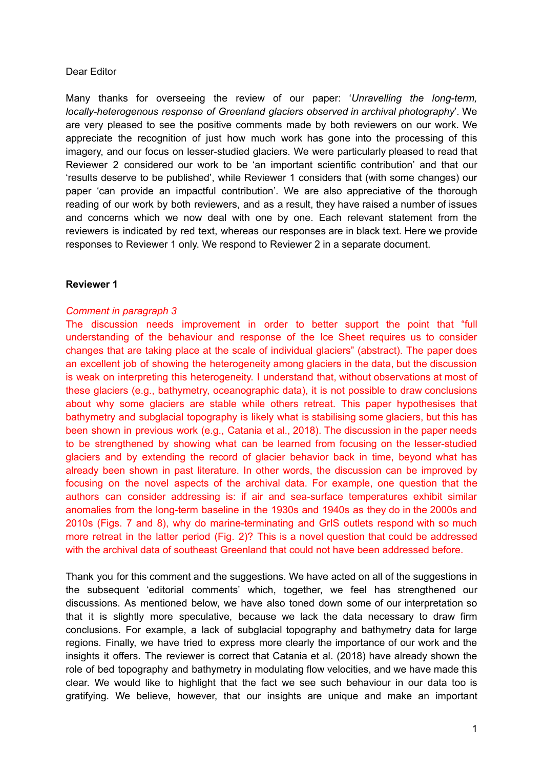Dear Editor

Many thanks for overseeing the review of our paper: '*Unravelling the long-term, locally-heterogenous response of Greenland glaciers observed in archival photography*'. We are very pleased to see the positive comments made by both reviewers on our work. We appreciate the recognition of just how much work has gone into the processing of this imagery, and our focus on lesser-studied glaciers. We were particularly pleased to read that Reviewer 2 considered our work to be 'an important scientific contribution' and that our 'results deserve to be published', while Reviewer 1 considers that (with some changes) our paper 'can provide an impactful contribution'. We are also appreciative of the thorough reading of our work by both reviewers, and as a result, they have raised a number of issues and concerns which we now deal with one by one. Each relevant statement from the reviewers is indicated by red text, whereas our responses are in black text. Here we provide responses to Reviewer 1 only. We respond to Reviewer 2 in a separate document.

**Reviewer 1**

*Comment in paragraph 3*

The discussion needs improvement in order to better support the point that "full understanding of the behaviour and response of the Ice Sheet requires us to consider changes that are taking place at the scale of individual glaciers" (abstract). The paper does an excellent job of showing the heterogeneity among glaciers in the data, but the discussion is weak on interpreting this heterogeneity. I understand that, without observations at most of these glaciers (e.g., bathymetry, oceanographic data), it is not possible to draw conclusions about why some glaciers are stable while others retreat. This paper hypothesises that bathymetry and subglacial topography is likely what is stabilising some glaciers, but this has been shown in previous work (e.g., Catania et al., 2018). The discussion in the paper needs to be strengthened by showing what can be learned from focusing on the lesser-studied glaciers and by extending the record of glacier behavior back in time, beyond what has already been shown in past literature. In other words, the discussion can be improved by focusing on the novel aspects of the archival data. For example, one question that the authors can consider addressing is: if air and sea-surface temperatures exhibit similar anomalies from the long-term baseline in the 1930s and 1940s as they do in the 2000s and 2010s (Figs. 7 and 8), why do marine-terminating and GrIS outlets respond with so much more retreat in the latter period (Fig. 2)? This is a novel question that could be addressed with the archival data of southeast Greenland that could not have been addressed before.

Thank you for this comment and the suggestions. We have acted on all of the suggestions in the subsequent 'editorial comments' which, together, we feel has strengthened our discussions. As mentioned below, we have also toned down some of our interpretation so that it is slightly more speculative, because we lack the data necessary to draw firm conclusions. For example, a lack of subglacial topography and bathymetry data for large regions. Finally, we have tried to express more clearly the importance of our work and the insights it offers. The reviewer is correct that Catania et al. (2018) have already shown the role of bed topography and bathymetry in modulating flow velocities, and we have made this clear. We would like to highlight that the fact we see such behaviour in our data too is gratifying. We believe, however, that our insights are unique and make an important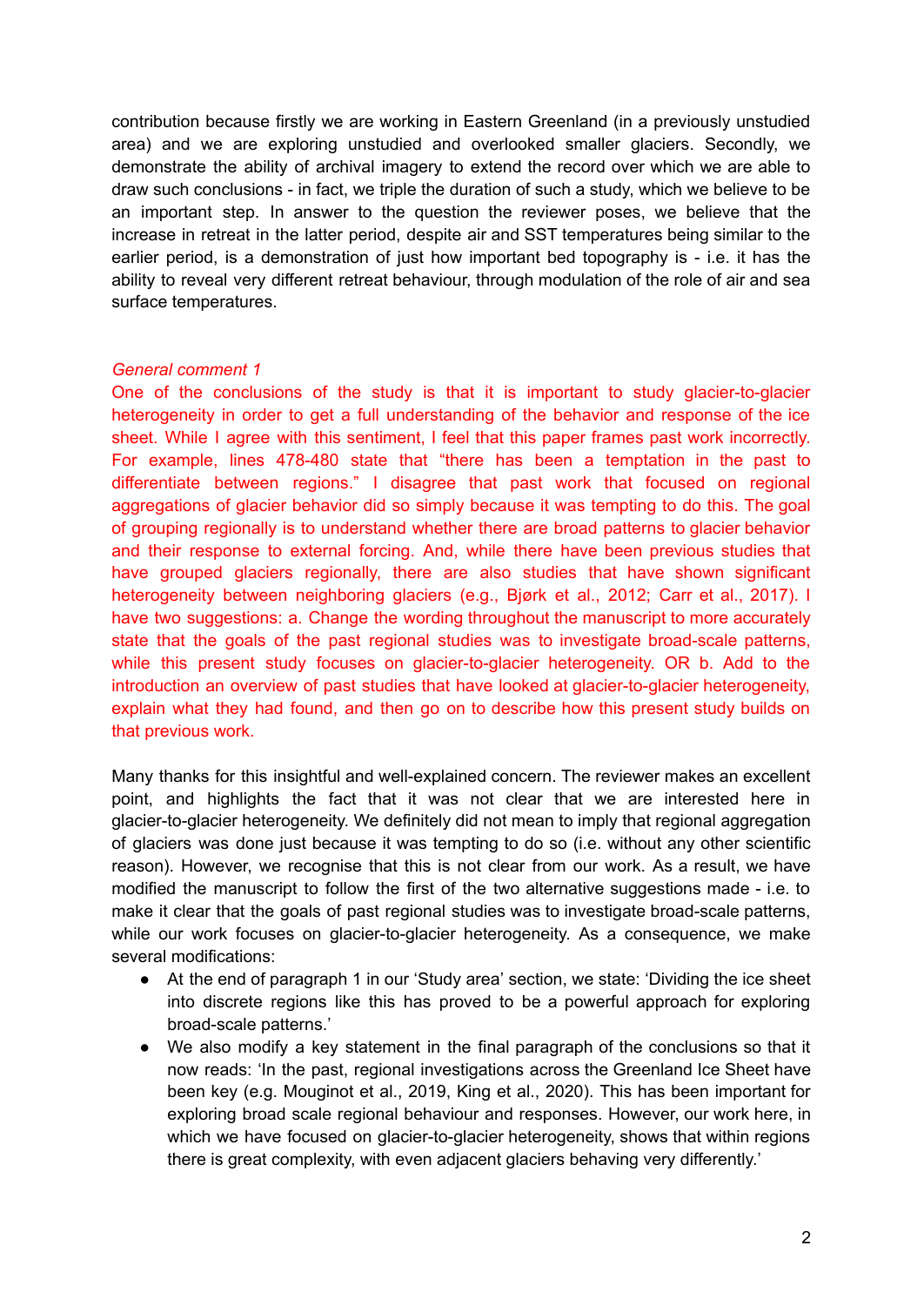contribution because firstly we are working in Eastern Greenland (in a previously unstudied area) and we are exploring unstudied and overlooked smaller glaciers. Secondly, we demonstrate the ability of archival imagery to extend the record over which we are able to draw such conclusions - in fact, we triple the duration of such a study, which we believe to be an important step. In answer to the question the reviewer poses, we believe that the increase in retreat in the latter period, despite air and SST temperatures being similar to the earlier period, is a demonstration of just how important bed topography is - i.e. it has the ability to reveal very different retreat behaviour, through modulation of the role of air and sea surface temperatures.

*General comment 1*

One of the conclusions of the study is that it is important to study glacier-to-glacier heterogeneity in order to get a full understanding of the behavior and response of the ice sheet. While I agree with this sentiment, I feel that this paper frames past work incorrectly. For example, lines 478-480 state that "there has been a temptation in the past to differentiate between regions." I disagree that past work that focused on regional aggregations of glacier behavior did so simply because it was tempting to do this. The goal of grouping regionally is to understand whether there are broad patterns to glacier behavior and their response to external forcing. And, while there have been previous studies that have grouped glaciers regionally, there are also studies that have shown significant heterogeneity between neighboring glaciers (e.g., Bjørk et al., 2012; Carr et al., 2017). I have two suggestions: a. Change the wording throughout the manuscript to more accurately state that the goals of the past regional studies was to investigate broad-scale patterns, while this present study focuses on glacier-to-glacier heterogeneity. OR b. Add to the introduction an overview of past studies that have looked at glacier-to-glacier heterogeneity, explain what they had found, and then go on to describe how this present study builds on that previous work.

Many thanks for this insightful and well-explained concern. The reviewer makes an excellent point, and highlights the fact that it was not clear that we are interested here in glacier-to-glacier heterogeneity. We definitely did not mean to imply that regional aggregation of glaciers was done just because it was tempting to do so (i.e. without any other scientific reason). However, we recognise that this is not clear from our work. As a result, we have modified the manuscript to follow the first of the two alternative suggestions made - i.e. to make it clear that the goals of past regional studies was to investigate broad-scale patterns, while our work focuses on glacier-to-glacier heterogeneity. As a consequence, we make several modifications:

- At the end of paragraph 1 in our 'Study area' section, we state: 'Dividing the ice sheet into discrete regions like this has proved to be a powerful approach for exploring broad-scale patterns.'
- We also modify a key statement in the final paragraph of the conclusions so that it now reads: 'In the past, regional investigations across the Greenland Ice Sheet have been key (e.g. Mouginot et al., 2019, King et al., 2020). This has been important for exploring broad scale regional behaviour and responses. However, our work here, in which we have focused on glacier-to-glacier heterogeneity, shows that within regions there is great complexity, with even adjacent glaciers behaving very differently.'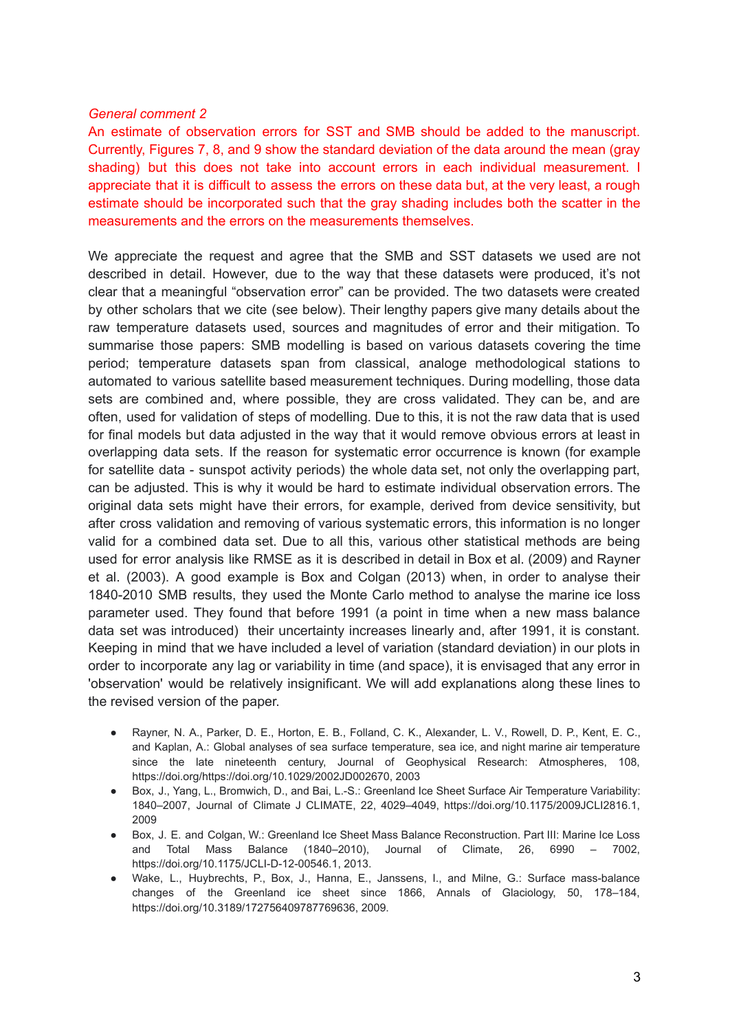*General comment 2*

*An estimate of observation errors for SST and SMB should be added to the manuscript. Currently, Figures 7, 8, and 9 show the standard deviation of the data around the mean (gray shading) but this does not take into account errors in each individual measurement. I appreciate that it is difficult to assess the errors on these data but, at the very least, a rough estimate should be incorporated such that the gray shading includes both the scatter in the measurements and the errors on the measurements themselves.*

We appreciate the request and agree that the SMB and SST datasets we used are not described in detail. However, due to the way that these datasets were produced, it's not clear that a meaningful "observation error" can be provided. The two datasets were created by other scholars that we cite (see below). Their lengthy papers give many details about the raw temperature datasets used, sources and magnitudes of error and their mitigation. To summarise those papers: SMB modelling is based on various datasets covering the time period; temperature datasets span from classical, analoge methodological stations to automated to various satellite based measurement techniques. During modelling, those data sets are combined and, where possible, they are cross validated. They can be, and are often, used for validation of steps of modelling. Due to this, it is not the raw data that is used for final models but data adjusted in the way that it would remove obvious errors at least in overlapping data sets. If the reason for systematic error occurrence is known (for example for satellite data - sunspot activity periods) the whole data set, not only the overlapping part, can be adjusted. This is why it would be hard to estimate individual observation errors. The original data sets might have their errors, for example, derived from device sensitivity, but after cross validation and removing of various systematic errors, this information is no longer valid for a combined data set. Due to all this, various other statistical methods are being used for error analysis like RMSE as it is described in detail in Box et al. (2009) and Rayner et al. (2003). A good example is Box and Colgan (2013) when, in order to analyse their 1840-2010 SMB results, they used the Monte Carlo method to analyse the marine ice loss parameter used. They found that before 1991 (a point in time when a new mass balance data set was introduced) their uncertainty increases linearly and, after 1991, it is constant. Keeping in mind that we have included a level of variation (standard deviation) in our plots in order to incorporate any lag or variability in time (and space), it is envisaged that any error in 'observation' would be relatively insignificant. We will add explanations along these lines to the revised version of the paper.

- Rayner, N. A., Parker, D. E., Horton, E. B., Folland, C. K., Alexander, L. V., Rowell, D. P., Kent, E. C., and Kaplan, A.: Global analyses of sea surface temperature, sea ice, and night marine air temperature since the late nineteenth century, Journal of Geophysical Research: Atmospheres, 108, https://doi.org/https://doi.org/10.1029/2002JD002670, 2003
- Box, J., Yang, L., Bromwich, D., and Bai, L.-S.: Greenland Ice Sheet Surface Air Temperature Variability: 1840–2007, Journal of Climate J CLIMATE, 22, 4029–4049, https://doi.org/10.1175/2009JCLI2816.1, 2009
- Box, J. E. and Colgan, W.: Greenland Ice Sheet Mass Balance Reconstruction. Part III: Marine Ice Loss and Total Mass Balance (1840–2010), Journal of Climate, 26, 6990 – 7002, https://doi.org/10.1175/JCLI-D-12-00546.1, 2013.
- Wake, L., Huybrechts, P., Box, J., Hanna, E., Janssens, I., and Milne, G.: Surface mass-balance changes of the Greenland ice sheet since 1866, Annals of Glaciology, 50, 178–184, https://doi.org/10.3189/172756409787769636, 2009.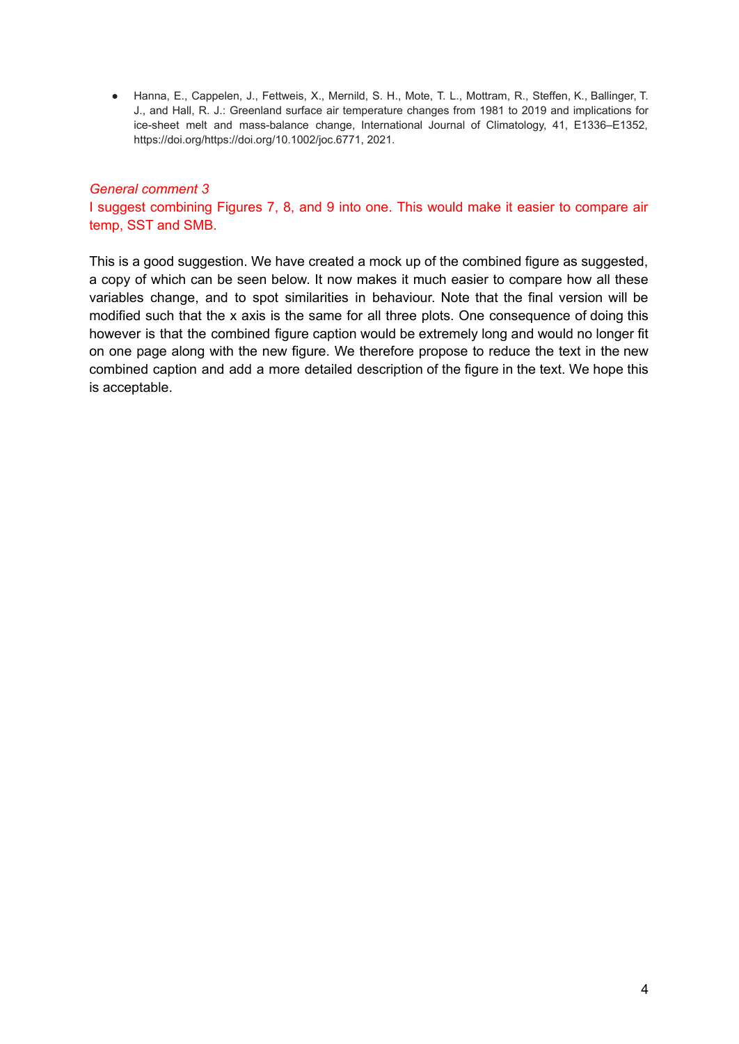- Hanna, E., Cappelen, J., Fettweis, X., Mernild, S. H., Mote, T. L., Mottram, R., Steffen, K., Ballinger, T. J., and Hall, R. J.: Greenland surface air temperature changes from 1981 to 2019 and implications for ice-sheet melt and mass-balance change, International Journal of Climatology, 41, E1336–E1352, https://doi.org/https://doi.org/10.1002/joc.6771, 2021.

*General comment 3*

I suggest combining Figures 7, 8, and 9 into one. This would make it easier to compare air temp, SST and SMB.

This is a good suggestion. We have created a mock up of the combined figure as suggested, a copy of which can be seen below. It now makes it much easier to compare how all these variables change, and to spot similarities in behaviour. Note that the final version will be modified such that the x axis is the same for all three plots. One consequence of doing this however is that the combined figure caption would be extremely long and would no longer fit on one page along with the new figure. We therefore propose to reduce the text in the new combined caption and add a more detailed description of the figure in the text. We hope this is acceptable.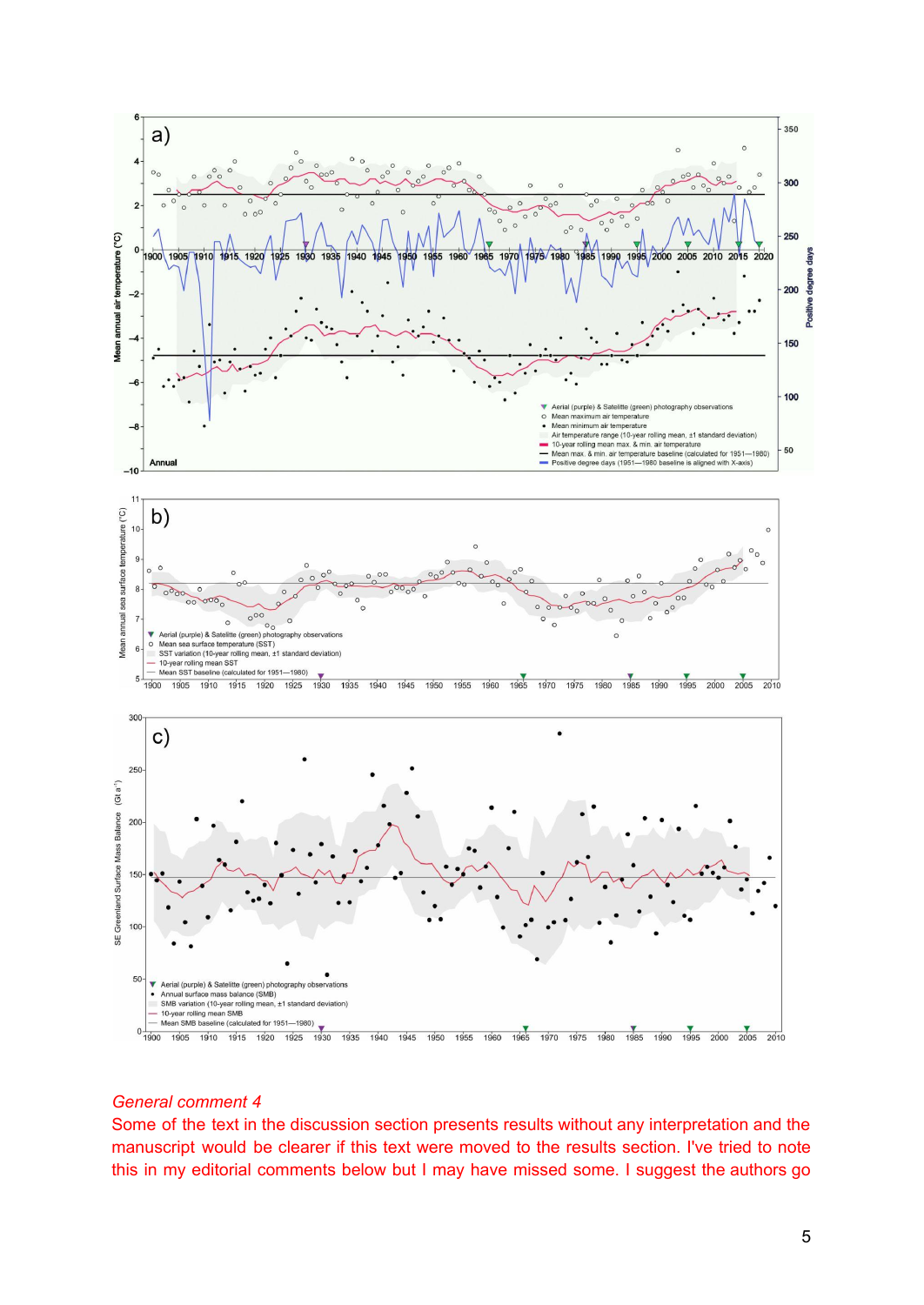*General comment 4*

Some of the text in the discussion section presents results without any interpretation and the manuscript would be clearer if this text were moved to the results section. I've tried to note this in my editorial comments below but I may have missed some. I suggest the authors go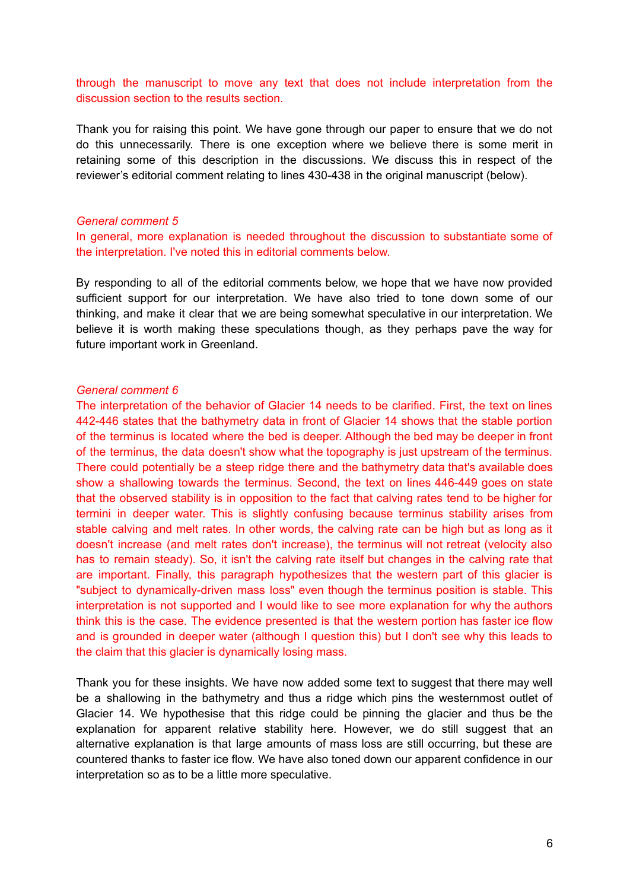through the manuscript to move any text that does not include interpretation from the discussion section to the results section.

Thank you for raising this point. We have gone through our paper to ensure that we do not do this unnecessarily. There is one exception where we believe there is some merit in retaining some of this description in the discussions. We discuss this in respect of the reviewer's editorial comment relating to lines 430-438 in the original manuscript (below).

*General comment 5*

In general, more explanation is needed throughout the discussion to substantiate some of the interpretation. I've noted this in editorial comments below.

By responding to all of the editorial comments below, we hope that we have now provided sufficient support for our interpretation. We have also tried to tone down some of our thinking, and make it clear that we are being somewhat speculative in our interpretation. We believe it is worth making these speculations though, as they perhaps pave the way for future important work in Greenland.

*General comment 6*

The interpretation of the behavior of Glacier 14 needs to be clarified. First, the text on lines 442-446 states that the bathymetry data in front of Glacier 14 shows that the stable portion of the terminus is located where the bed is deeper. Although the bed may be deeper in front of the terminus, the data doesn't show what the topography is just upstream of the terminus. There could potentially be a steep ridge there and the bathymetry data that's available does show a shallowing towards the terminus. Second, the text on lines 446-449 goes on state that the observed stability is in opposition to the fact that calving rates tend to be higher for termini in deeper water. This is slightly confusing because terminus stability arises from stable calving and melt rates. In other words, the calving rate can be high but as long as it doesn't increase (and melt rates don't increase), the terminus will not retreat (velocity also has to remain steady). So, it isn't the calving rate itself but changes in the calving rate that are important. Finally, this paragraph hypothesizes that the western part of this glacier is "subject to dynamically-driven mass loss" even though the terminus position is stable. This interpretation is not supported and I would like to see more explanation for why the authors think this is the case. The evidence presented is that the western portion has faster ice flow and is grounded in deeper water (although I question this) but I don't see why this leads to the claim that this glacier is dynamically losing mass.

Thank you for these insights. We have now added some text to suggest that there may well be a shallowing in the bathymetry and thus a ridge which pins the westernmost outlet of Glacier 14. We hypothesise that this ridge could be pinning the glacier and thus be the explanation for apparent relative stability here. However, we do still suggest that an alternative explanation is that large amounts of mass loss are still occurring, but these are countered thanks to faster ice flow. We have also toned down our apparent confidence in our interpretation so as to be a little more speculative.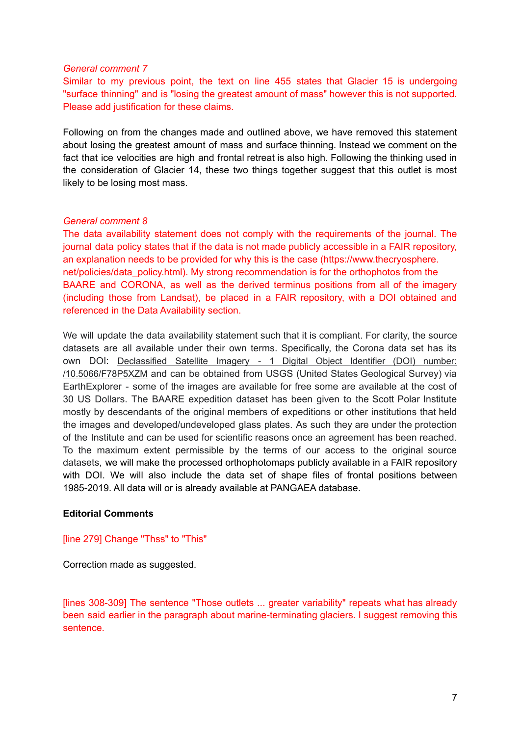*General comment 7*

Similar to my previous point, the text on line 455 states that Glacier 15 is undergoing "surface thinning" and is "losing the greatest amount of mass" however this is not supported. Please add justification for these claims.

Following on from the changes made and outlined above, we have removed this statement about losing the greatest amount of mass and surface thinning. Instead we comment on the fact that ice velocities are high and frontal retreat is also high. Following the thinking used in the consideration of Glacier 14, these two things together suggest that this outlet is most likely to be losing most mass.

*General comment 8*

The data availability statement does not comply with the requirements of the journal. The journal data policy states that if the data is not made publicly accessible in a FAIR repository, an explanation needs to be provided for why this is the case (https://www.thecryosphere.net/policies/data_policy.html). My strong recommendation is for the orthophotos from the BAARE and CORONA, as well as the derived terminus positions from all of the imagery (including those from Landsat), be placed in a FAIR repository, with a DOI obtained and referenced in the Data Availability section.

We will update the data availability statement such that it is compliant. For clarity, the source datasets are all available under their own terms. Specifically, the Corona data set has its own DOI: Declassified Satellite Imagery - 1 Digital Object Identifier (DOI) number: /10.5066/F78P5XZM and can be obtained from USGS (United States Geological Survey) via EarthExplorer - some of the images are available for free some are available at the cost of 30 US Dollars. The BAARE expedition dataset has been given to the Scott Polar Institute mostly by descendants of the original members of expeditions or other institutions that held the images and developed/undeveloped glass plates. As such they are under the protection of the Institute and can be used for scientific reasons once an agreement has been reached. To the maximum extent permissible by the terms of our access to the original source datasets, we will make the processed orthophotomaps publicly available in a FAIR repository with DOI. We will also include the data set of shape files of frontal positions between 1985-2019. All data will or is already available at PANGAEA database.

**Editorial Comments**

[line 279] Change "Thss" to "This"

Correction made as suggested.

[lines 308-309] The sentence "Those outlets ... greater variability" repeats what has already been said earlier in the paragraph about marine-terminating glaciers. I suggest removing this sentence.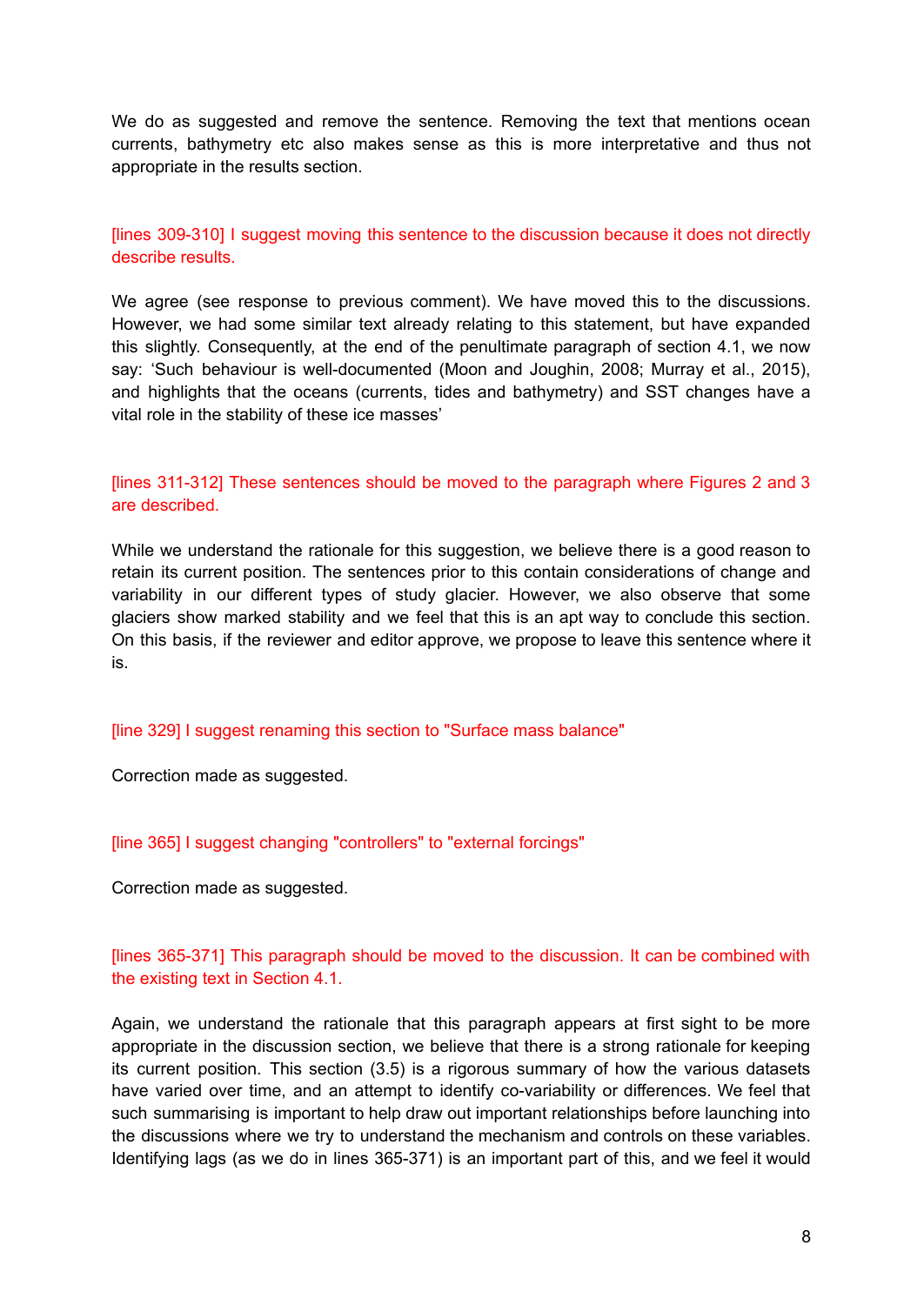We do as suggested and remove the sentence. Removing the text that mentions ocean currents, bathymetry etc also makes sense as this is more interpretative and thus not appropriate in the results section.

[lines 309-310] I suggest moving this sentence to the discussion because it does not directly describe results.

We agree (see response to previous comment). We have moved this to the discussions. However, we had some similar text already relating to this statement, but have expanded this slightly. Consequently, at the end of the penultimate paragraph of section 4.1, we now say: 'Such behaviour is well-documented (Moon and Joughin, 2008; Murray et al., 2015), and highlights that the oceans (currents, tides and bathymetry) and SST changes have a vital role in the stability of these ice masses'

[lines 311-312] These sentences should be moved to the paragraph where Figures 2 and 3 are described.

While we understand the rationale for this suggestion, we believe there is a good reason to retain its current position. The sentences prior to this contain considerations of change and variability in our different types of study glacier. However, we also observe that some glaciers show marked stability and we feel that this is an apt way to conclude this section. On this basis, if the reviewer and editor approve, we propose to leave this sentence where it is.

[line 329] I suggest renaming this section to "Surface mass balance"

Correction made as suggested.

[line 365] I suggest changing "controllers" to "external forcings"

Correction made as suggested.

[lines 365-371] This paragraph should be moved to the discussion. It can be combined with the existing text in Section 4.1.

Again, we understand the rationale that this paragraph appears at first sight to be more appropriate in the discussion section, we believe that there is a strong rationale for keeping its current position. This section (3.5) is a rigorous summary of how the various datasets have varied over time, and an attempt to identify co-variability or differences. We feel that such summarising is important to help draw out important relationships before launching into the discussions where we try to understand the mechanism and controls on these variables. Identifying lags (as we do in lines 365-371) is an important part of this, and we feel it would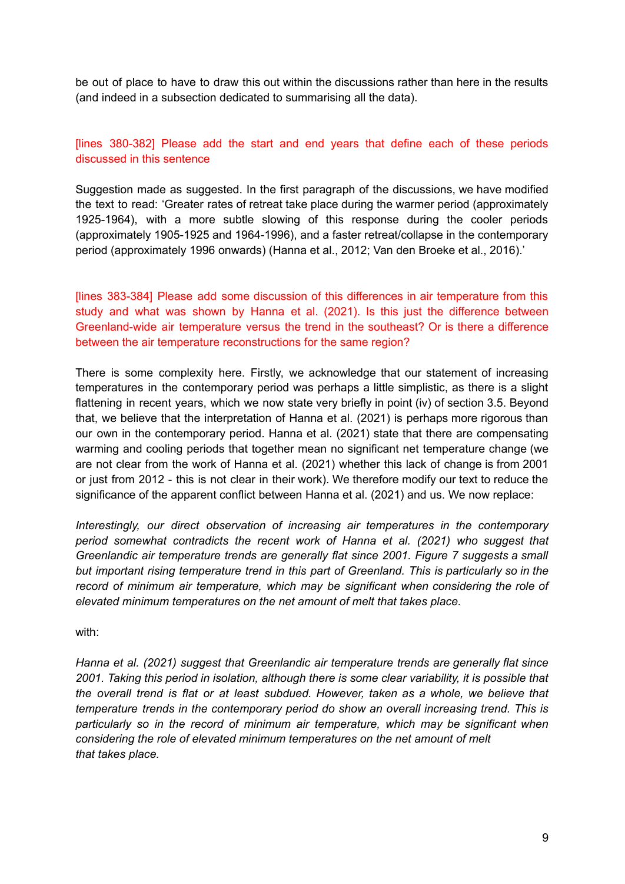be out of place to have to draw this out within the discussions rather than here in the results (and indeed in a subsection dedicated to summarising all the data).

[lines 380-382] Please add the start and end years that define each of these periods discussed in this sentence

Suggestion made as suggested. In the first paragraph of the discussions, we have modified the text to read: 'Greater rates of retreat take place during the warmer period (approximately 1925-1964), with a more subtle slowing of this response during the cooler periods (approximately 1905-1925 and 1964-1996), and a faster retreat/collapse in the contemporary period (approximately 1996 onwards) (Hanna et al., 2012; Van den Broeke et al., 2016).'

[lines 383-384] Please add some discussion of this differences in air temperature from this study and what was shown by Hanna et al. (2021). Is this just the difference between Greenland-wide air temperature versus the trend in the southeast? Or is there a difference between the air temperature reconstructions for the same region?

There is some complexity here. Firstly, we acknowledge that our statement of increasing temperatures in the contemporary period was perhaps a little simplistic, as there is a slight flattening in recent years, which we now state very briefly in point (iv) of section 3.5. Beyond that, we believe that the interpretation of Hanna et al. (2021) is perhaps more rigorous than our own in the contemporary period. Hanna et al. (2021) state that there are compensating warming and cooling periods that together mean no significant net temperature change (we are not clear from the work of Hanna et al. (2021) whether this lack of change is from 2001 or just from 2012 - this is not clear in their work). We therefore modify our text to reduce the significance of the apparent conflict between Hanna et al. (2021) and us. We now replace:

*Interestingly, our direct observation of increasing air temperatures in the contemporary period somewhat contradicts the recent work of Hanna et al. (2021) who suggest that Greenlandic air temperature trends are generally flat since 2001. Figure 7 suggests a small but important rising temperature trend in this part of Greenland. This is particularly so in the record of minimum air temperature, which may be significant when considering the role of elevated minimum temperatures on the net amount of melt that takes place.*

with:

*Hanna et al. (2021) suggest that Greenlandic air temperature trends are generally flat since 2001. Taking this period in isolation, although there is some clear variability, it is possible that the overall trend is flat or at least subdued. However, taken as a whole, we believe that temperature trends in the contemporary period do show an overall increasing trend. This is particularly so in the record of minimum air temperature, which may be significant when considering the role of elevated minimum temperatures on the net amount of melt that takes place.*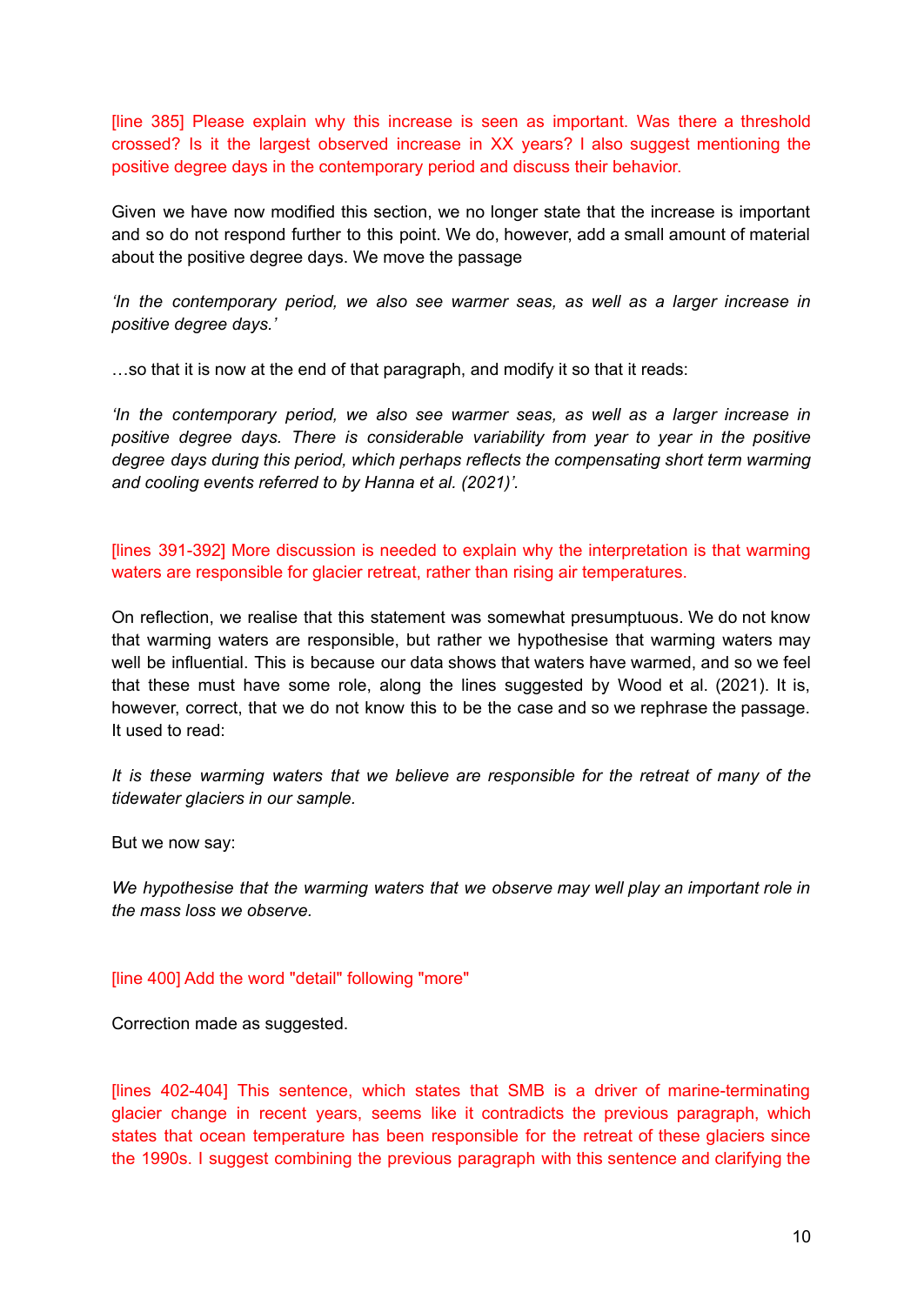[line 385] Please explain why this increase is seen as important. Was there a threshold crossed? Is it the largest observed increase in XX years? I also suggest mentioning the positive degree days in the contemporary period and discuss their behavior.

Given we have now modified this section, we no longer state that the increase is important and so do not respond further to this point. We do, however, add a small amount of material about the positive degree days. We move the passage

*'In the contemporary period, we also see warmer seas, as well as a larger increase in positive degree days.'*

…so that it is now at the end of that paragraph, and modify it so that it reads:

*'In the contemporary period, we also see warmer seas, as well as a larger increase in positive degree days. There is considerable variability from year to year in the positive degree days during this period, which perhaps reflects the compensating short term warming and cooling events referred to by Hanna et al. (2021)'.*

[lines 391-392] More discussion is needed to explain why the interpretation is that warming waters are responsible for glacier retreat, rather than rising air temperatures.

On reflection, we realise that this statement was somewhat presumptuous. We do not know that warming waters are responsible, but rather we hypothesise that warming waters may well be influential. This is because our data shows that waters have warmed, and so we feel that these must have some role, along the lines suggested by Wood et al. (2021). It is, however, correct, that we do not know this to be the case and so we rephrase the passage. It used to read:

*It is these warming waters that we believe are responsible for the retreat of many of the tidewater glaciers in our sample.*

But we now say:

*We hypothesise that the warming waters that we observe may well play an important role in the mass loss we observe.*

[line 400] Add the word "detail" following "more"

Correction made as suggested.

[lines 402-404] This sentence, which states that SMB is a driver of marine-terminating glacier change in recent years, seems like it contradicts the previous paragraph, which states that ocean temperature has been responsible for the retreat of these glaciers since the 1990s. I suggest combining the previous paragraph with this sentence and clarifying the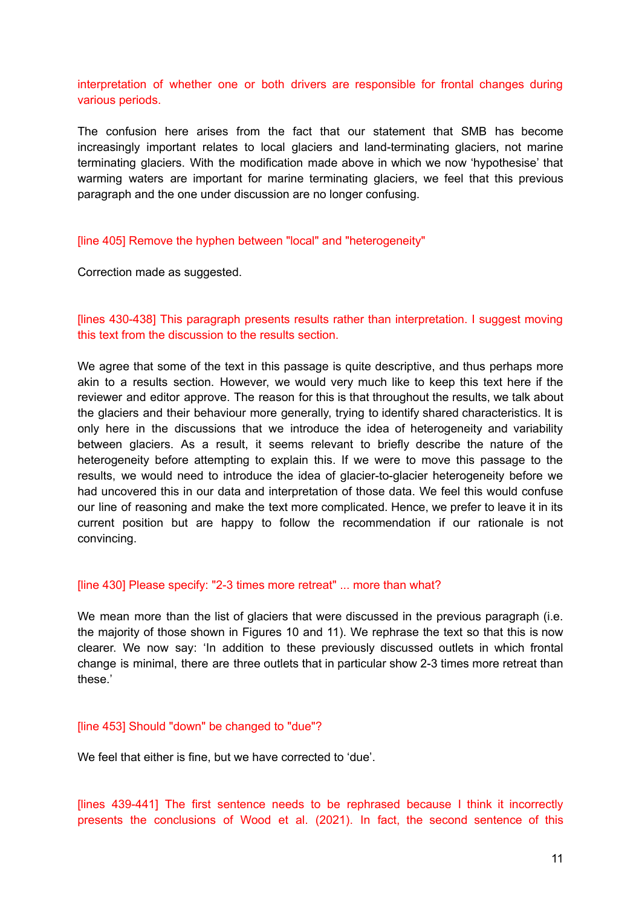interpretation of whether one or both drivers are responsible for frontal changes during various periods.

The confusion here arises from the fact that our statement that SMB has become increasingly important relates to local glaciers and land-terminating glaciers, not marine terminating glaciers. With the modification made above in which we now 'hypothesise' that warming waters are important for marine terminating glaciers, we feel that this previous paragraph and the one under discussion are no longer confusing.

[line 405] Remove the hyphen between "local" and "heterogeneity"

Correction made as suggested.

[lines 430-438] This paragraph presents results rather than interpretation. I suggest moving this text from the discussion to the results section.

We agree that some of the text in this passage is quite descriptive, and thus perhaps more akin to a results section. However, we would very much like to keep this text here if the reviewer and editor approve. The reason for this is that throughout the results, we talk about the glaciers and their behaviour more generally, trying to identify shared characteristics. It is only here in the discussions that we introduce the idea of heterogeneity and variability between glaciers. As a result, it seems relevant to briefly describe the nature of the heterogeneity before attempting to explain this. If we were to move this passage to the results, we would need to introduce the idea of glacier-to-glacier heterogeneity before we had uncovered this in our data and interpretation of those data. We feel this would confuse our line of reasoning and make the text more complicated. Hence, we prefer to leave it in its current position but are happy to follow the recommendation if our rationale is not convincing.

[line 430] Please specify: "2-3 times more retreat" ... more than what?

We mean more than the list of glaciers that were discussed in the previous paragraph (i.e. the majority of those shown in Figures 10 and 11). We rephrase the text so that this is now clearer. We now say: 'In addition to these previously discussed outlets in which frontal change is minimal, there are three outlets that in particular show 2-3 times more retreat than these.'

[line 453] Should "down" be changed to "due"?

We feel that either is fine, but we have corrected to 'due'.

[lines 439-441] The first sentence needs to be rephrased because I think it incorrectly presents the conclusions of Wood et al. (2021). In fact, the second sentence of this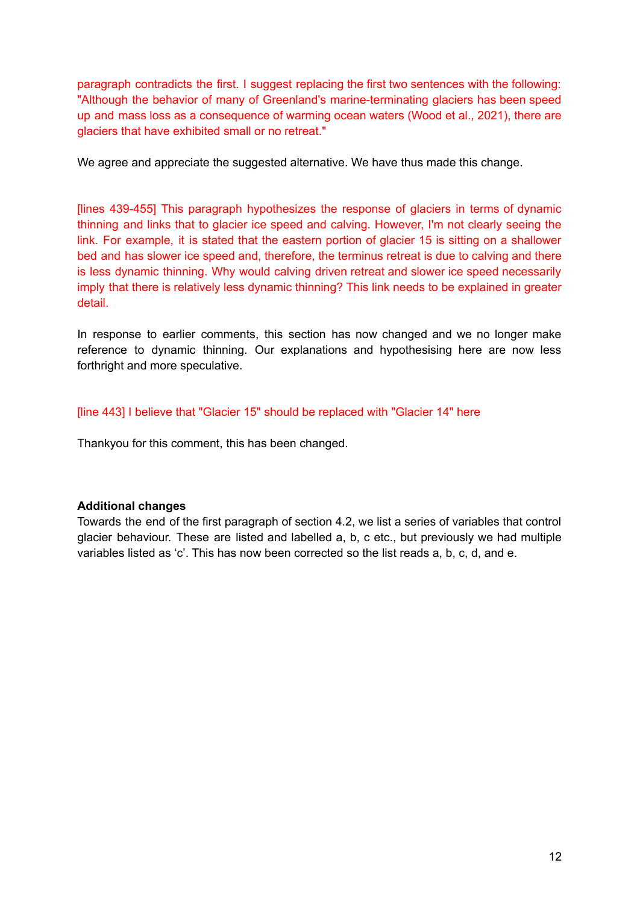paragraph contradicts the first. I suggest replacing the first two sentences with the following: "Although the behavior of many of Greenland's marine-terminating glaciers has been speed up and mass loss as a consequence of warming ocean waters (Wood et al., 2021), there are glaciers that have exhibited small or no retreat."

We agree and appreciate the suggested alternative. We have thus made this change.

[lines 439-455] This paragraph hypothesizes the response of glaciers in terms of dynamic thinning and links that to glacier ice speed and calving. However, I'm not clearly seeing the link. For example, it is stated that the eastern portion of glacier 15 is sitting on a shallower bed and has slower ice speed and, therefore, the terminus retreat is due to calving and there is less dynamic thinning. Why would calving driven retreat and slower ice speed necessarily imply that there is relatively less dynamic thinning? This link needs to be explained in greater detail.

In response to earlier comments, this section has now changed and we no longer make reference to dynamic thinning. Our explanations and hypothesising here are now less forthright and more speculative.

[line 443] I believe that "Glacier 15" should be replaced with "Glacier 14" here

Thankyou for this comment, this has been changed.

**Additional changes**

Towards the end of the first paragraph of section 4.2, we list a series of variables that control glacier behaviour. These are listed and labelled a, b, c etc., but previously we had multiple variables listed as 'c'. This has now been corrected so the list reads a, b, c, d, and e.